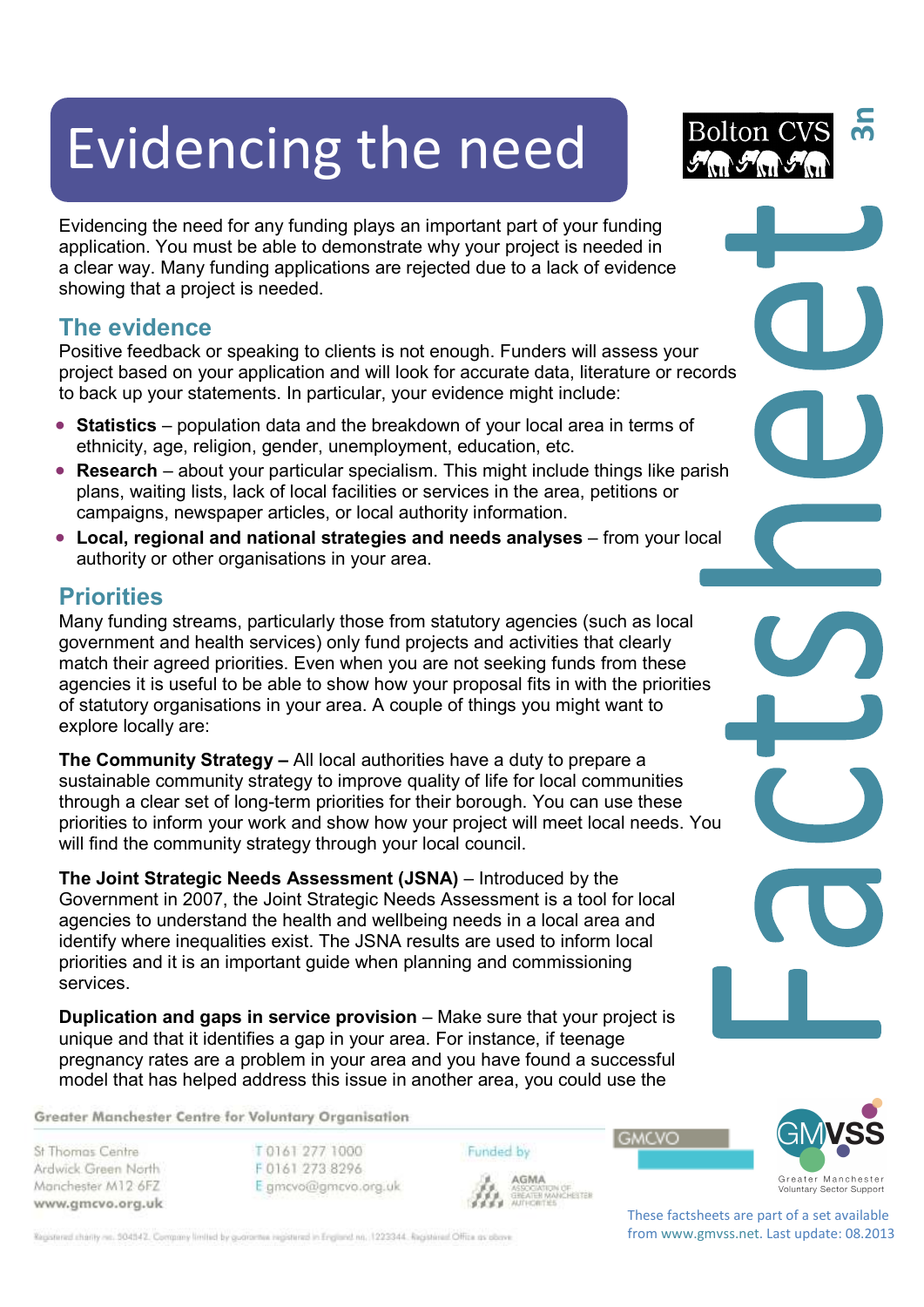# Evidencing the need

Evidencing the need for any funding plays an important part of your funding application. You must be able to demonstrate why your project is needed in a clear way. Many funding applications are rejected due to a lack of evidence showing that a project is needed.

## The evidence

Positive feedback or speaking to clients is not enough. Funders will assess your project based on your application and will look for accurate data, literature or records to back up your statements. In particular, your evidence might include:

- **Statistics** – population data and the breakdown of your local area in terms of ethnicity, age, religion, gender, unemployment, education, etc.
- **Research** – about your particular specialism. This might include things like parish plans, waiting lists, lack of local facilities or services in the area, petitions or campaigns, newspaper articles, or local authority information.
- **Local, regional and national strategies and needs analyses** – from your local authority or other organisations in your area.

## Priorities

Many funding streams, particularly those from statutory agencies (such as local government and health services) only fund projects and activities that clearly match their agreed priorities. Even when you are not seeking funds from these agencies it is useful to be able to show how your proposal fits in with the priorities of statutory organisations in your area. A couple of things you might want to explore locally are:

**The Community Strategy –** All local authorities have a duty to prepare a sustainable community strategy to improve quality of life for local communities through a clear set of long-term priorities for their borough. You can use these priorities to inform your work and show how your project will meet local needs. You will find the community strategy through your local council.

**The Joint Strategic Needs Assessment (JSNA)** – Introduced by the Government in 2007, the Joint Strategic Needs Assessment is a tool for local agencies to understand the health and wellbeing needs in a local area and identify where inequalities exist. The JSNA results are used to inform local priorities and it is an important guide when planning and commissioning services.

**Duplication and gaps in service provision** – Make sure that your project is unique and that it identifies a gap in your area. For instance, if teenage pregnancy rates are a problem in your area and you have found a successful model that has helped address this issue in another area, you could use the

Greater Manchester Centre for Voluntary Organisation

St Thomas Centre
Ardwick Green North
Manchester M12 6FZ
www.gmcvo.org.uk

T 0161 277 1000
F 0161 273 8296
E gmcvo@gmcvo.org.uk

Funded by AGMA Association of Greater Manchester Authorities

These factsheets are part of a set available from www.gmvss.net. Last update: 08.2013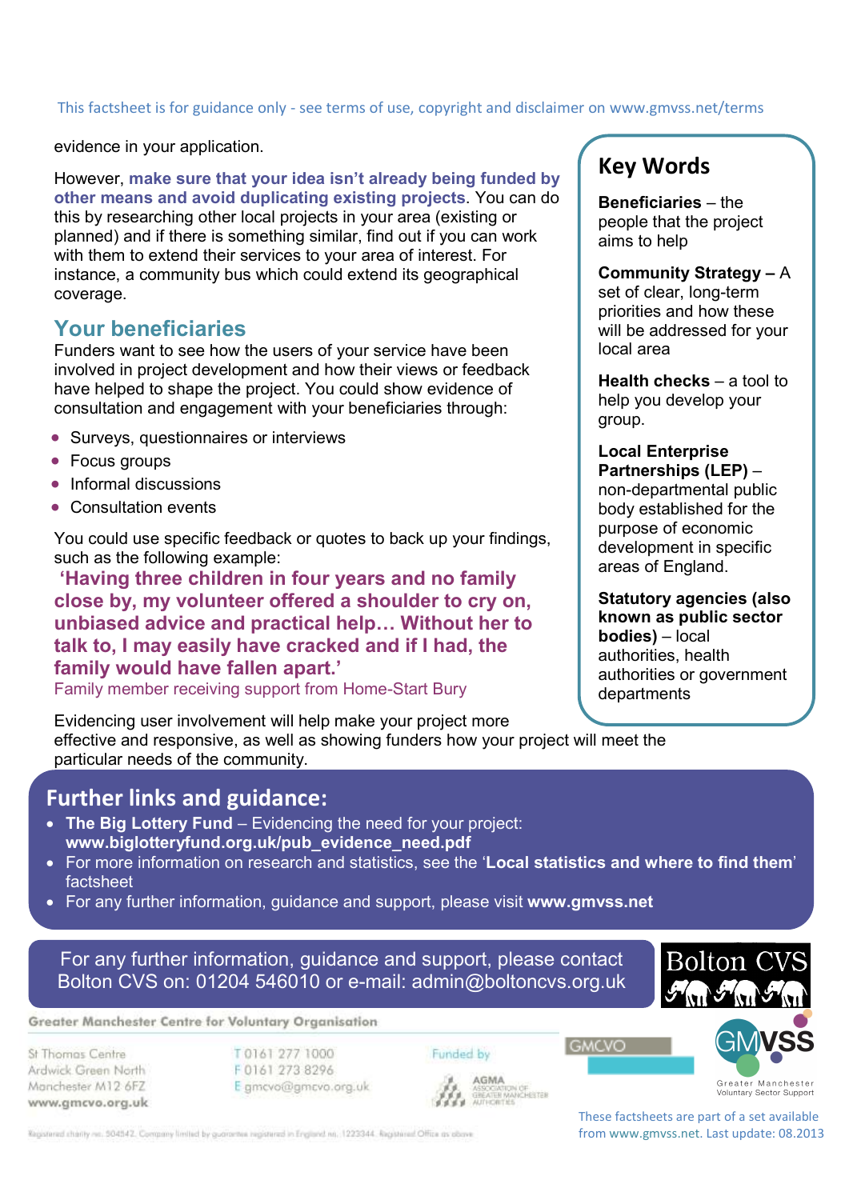evidence in your application.

However, **make sure that your idea isn't already being funded by other means and avoid duplicating existing projects**. You can do this by researching other local projects in your area (existing or planned) and if there is something similar, find out if you can work with them to extend their services to your area of interest. For instance, a community bus which could extend its geographical coverage.

## Your beneficiaries

Funders want to see how the users of your service have been involved in project development and how their views or feedback have helped to shape the project. You could show evidence of consultation and engagement with your beneficiaries through:

- Surveys, questionnaires or interviews
- Focus groups
- Informal discussions
- Consultation events

You could use specific feedback or quotes to back up your findings, such as the following example:

**'Having three children in four years and no family close by, my volunteer offered a shoulder to cry on, unbiased advice and practical help… Without her to talk to, I may easily have cracked and if I had, the family would have fallen apart.'**

Family member receiving support from Home-Start Bury

Evidencing user involvement will help make your project more effective and responsive, as well as showing funders how your project will meet the particular needs of the community.

## Key Words

**Beneficiaries** – the people that the project aims to help

**Community Strategy –** A set of clear, long-term priorities and how these will be addressed for your local area

**Health checks** – a tool to help you develop your group.

**Local Enterprise Partnerships (LEP)** – non-departmental public body established for the purpose of economic development in specific areas of England.

**Statutory agencies (also known as public sector bodies)** – local authorities, health authorities or government departments

## Further links and guidance:

- **The Big Lottery Fund** – Evidencing the need for your project: **www.biglotteryfund.org.uk/pub_evidence_need.pdf**
- For more information on research and statistics, see the '**Local statistics and where to find them**' factsheet
- For any further information, guidance and support, please visit **www.gmvss.net**

For any further information, guidance and support, please contact Bolton CVS on: 01204 546010 or e-mail: admin@boltoncvs.org.uk

Bolton CVS

Greater Manchester Centre for Voluntary Organisation

St Thomas Centre
Ardwick Green North
Manchester M12 6FZ
www.gmcvo.org.uk

T 0161 277 1000
F 0161 273 8296
E gmcvo@gmcvo.org.uk

Funded by AGMA Association of Greater Manchester Authorities

GMCVO

GMVSS Greater Manchester Voluntary Sector Support

Registered charity no. 504542. Company limited by guarantee registered in England no. 1223344. Registered Office as above

These factsheets are part of a set available from www.gmvss.net. Last update: 08.2013